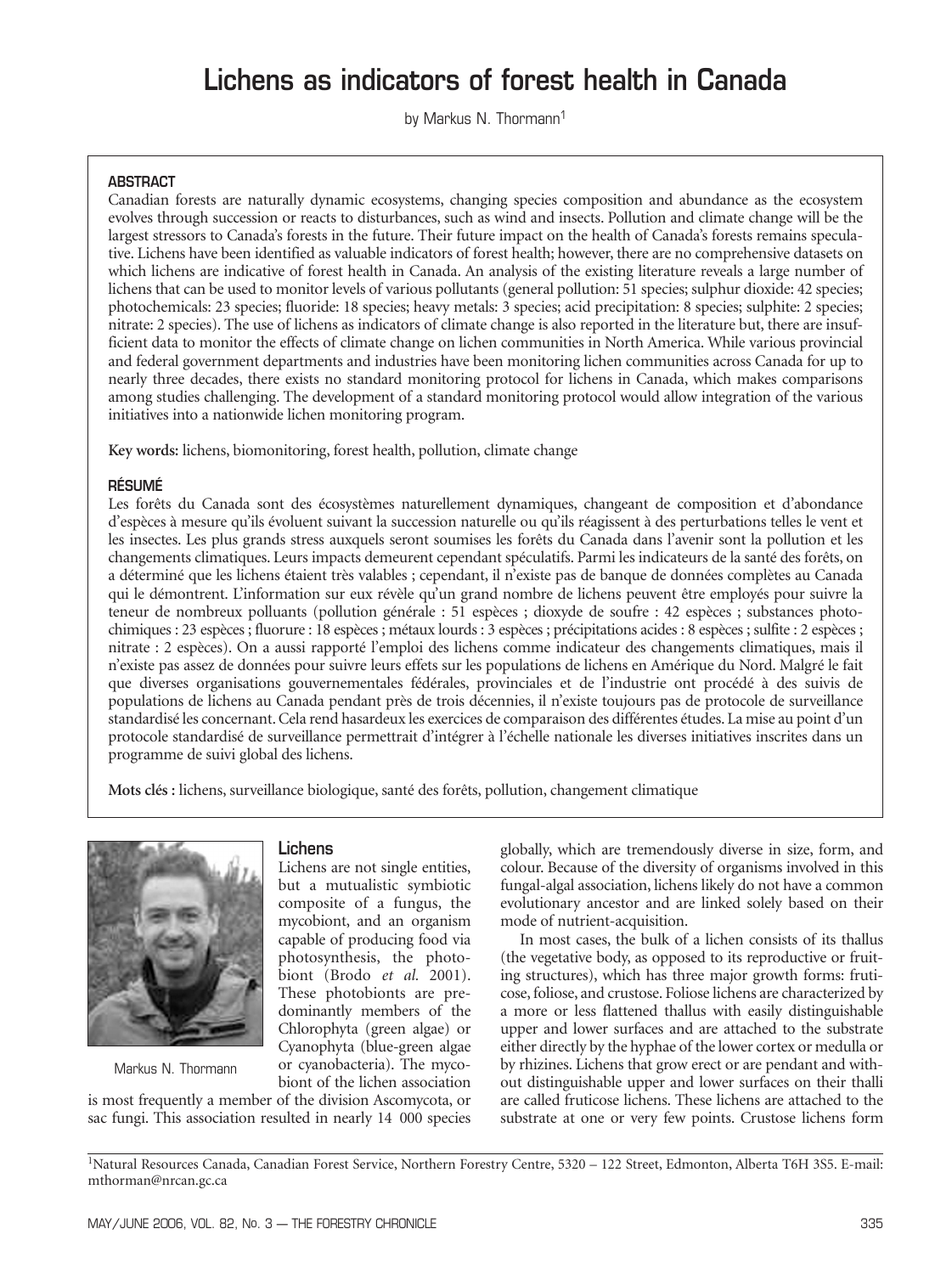# Lichens as indicators of forest health in Canada

by Markus N. Thormann[1]

## ABSTRACT

Canadian forests are naturally dynamic ecosystems, changing species composition and abundance as the ecosystem evolves through succession or reacts to disturbances, such as wind and insects. Pollution and climate change will be the largest stressors to Canada's forests in the future. Their future impact on the health of Canada's forests remains speculative. Lichens have been identified as valuable indicators of forest health; however, there are no comprehensive datasets on which lichens are indicative of forest health in Canada. An analysis of the existing literature reveals a large number of lichens that can be used to monitor levels of various pollutants (general pollution: 51 species; sulphur dioxide: 42 species; photochemicals: 23 species; fluoride: 18 species; heavy metals: 3 species; acid precipitation: 8 species; sulphite: 2 species; nitrate: 2 species). The use of lichens as indicators of climate change is also reported in the literature but, there are insufficient data to monitor the effects of climate change on lichen communities in North America. While various provincial and federal government departments and industries have been monitoring lichen communities across Canada for up to nearly three decades, there exists no standard monitoring protocol for lichens in Canada, which makes comparisons among studies challenging. The development of a standard monitoring protocol would allow integration of the various initiatives into a nationwide lichen monitoring program.

**Key words:** lichens, biomonitoring, forest health, pollution, climate change

## RÉSUMÉ

Les forêts du Canada sont des écosystèmes naturellement dynamiques, changeant de composition et d'abondance d'espèces à mesure qu'ils évoluent suivant la succession naturelle ou qu'ils réagissent à des perturbations telles le vent et les insectes. Les plus grands stress auxquels seront soumises les forêts du Canada dans l'avenir sont la pollution et les changements climatiques. Leurs impacts demeurent cependant spéculatifs. Parmi les indicateurs de la santé des forêts, on a déterminé que les lichens étaient très valables ; cependant, il n'existe pas de banque de données complètes au Canada qui le démontrent. L'information sur eux révèle qu'un grand nombre de lichens peuvent être employés pour suivre la teneur de nombreux polluants (pollution générale : 51 espèces ; dioxyde de soufre : 42 espèces ; substances photochimiques : 23 espèces ; fluorure : 18 espèces ; métaux lourds : 3 espèces ; précipitations acides : 8 espèces ; sulfite : 2 espèces ; nitrate : 2 espèces). On a aussi rapporté l'emploi des lichens comme indicateur des changements climatiques, mais il n'existe pas assez de données pour suivre leurs effets sur les populations de lichens en Amérique du Nord. Malgré le fait que diverses organisations gouvernementales fédérales, provinciales et de l'industrie ont procédé à des suivis de populations de lichens au Canada pendant près de trois décennies, il n'existe toujours pas de protocole de surveillance standardisé les concernant. Cela rend hasardeux les exercices de comparaison des différentes études. La mise au point d'un protocole standardisé de surveillance permettrait d'intégrer à l'échelle nationale les diverses initiatives inscrites dans un programme de suivi global des lichens.

**Mots clés :** lichens, surveillance biologique, santé des forêts, pollution, changement climatique

Markus N. Thormann

## Lichens

Lichens are not single entities, but a mutualistic symbiotic composite of a fungus, the mycobiont, and an organism capable of producing food via photosynthesis, the photobiont (Brodo *et al.* 2001). These photobionts are predominantly members of the Chlorophyta (green algae) or Cyanophyta (blue-green algae or cyanobacteria). The mycobiont of the lichen association is most frequently a member of the division Ascomycota, or sac fungi. This association resulted in nearly 14 000 species globally, which are tremendously diverse in size, form, and colour. Because of the diversity of organisms involved in this fungal-algal association, lichens likely do not have a common evolutionary ancestor and are linked solely based on their mode of nutrient-acquisition.

In most cases, the bulk of a lichen consists of its thallus (the vegetative body, as opposed to its reproductive or fruiting structures), which has three major growth forms: fruticose, foliose, and crustose. Foliose lichens are characterized by a more or less flattened thallus with easily distinguishable upper and lower surfaces and are attached to the substrate either directly by the hyphae of the lower cortex or medulla or by rhizines. Lichens that grow erect or are pendant and without distinguishable upper and lower surfaces on their thalli are called fruticose lichens. These lichens are attached to the substrate at one or very few points. Crustose lichens form

[1]Natural Resources Canada, Canadian Forest Service, Northern Forestry Centre, 5320 – 122 Street, Edmonton, Alberta T6H 3S5. E-mail: mthorman@nrcan.gc.ca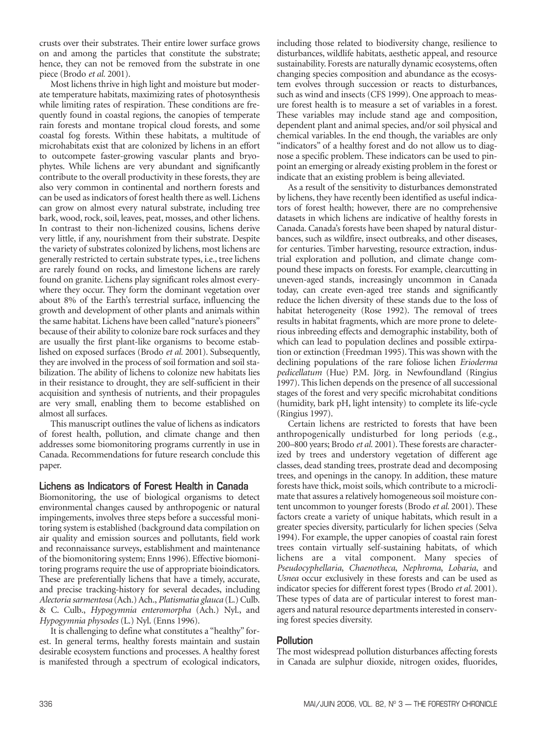crusts over their substrates. Their entire lower surface grows on and among the particles that constitute the substrate; hence, they can not be removed from the substrate in one piece (Brodo *et al.* 2001).

Most lichens thrive in high light and moisture but moderate temperature habitats, maximizing rates of photosynthesis while limiting rates of respiration. These conditions are frequently found in coastal regions, the canopies of temperate rain forests and montane tropical cloud forests, and some coastal fog forests. Within these habitats, a multitude of microhabitats exist that are colonized by lichens in an effort to outcompete faster-growing vascular plants and bryophytes. While lichens are very abundant and significantly contribute to the overall productivity in these forests, they are also very common in continental and northern forests and can be used as indicators of forest health there as well. Lichens can grow on almost every natural substrate, including tree bark, wood, rock, soil, leaves, peat, mosses, and other lichens. In contrast to their non-lichenized cousins, lichens derive very little, if any, nourishment from their substrate. Despite the variety of substrates colonized by lichens, most lichens are generally restricted to certain substrate types, i.e., tree lichens are rarely found on rocks, and limestone lichens are rarely found on granite. Lichens play significant roles almost everywhere they occur. They form the dominant vegetation over about 8% of the Earth's terrestrial surface, influencing the growth and development of other plants and animals within the same habitat. Lichens have been called "nature's pioneers" because of their ability to colonize bare rock surfaces and they are usually the first plant-like organisms to become established on exposed surfaces (Brodo *et al.* 2001). Subsequently, they are involved in the process of soil formation and soil stabilization. The ability of lichens to colonize new habitats lies in their resistance to drought, they are self-sufficient in their acquisition and synthesis of nutrients, and their propagules are very small, enabling them to become established on almost all surfaces.

This manuscript outlines the value of lichens as indicators of forest health, pollution, and climate change and then addresses some biomonitoring programs currently in use in Canada. Recommendations for future research conclude this paper.

## Lichens as Indicators of Forest Health in Canada

Biomonitoring, the use of biological organisms to detect environmental changes caused by anthropogenic or natural impingements, involves three steps before a successful monitoring system is established (background data compilation on air quality and emission sources and pollutants, field work and reconnaissance surveys, establishment and maintenance of the biomonitoring system; Enns 1996). Effective biomonitoring programs require the use of appropriate bioindicators. These are preferentially lichens that have a timely, accurate, and precise tracking-history for several decades, including *Alectoria sarmentosa* (Ach.) Ach., *Platismatia glauca* (L.) Culb. & C. Culb., *Hypogymnia enteromorpha* (Ach.) Nyl., and *Hypogymnia physodes* (L.) Nyl. (Enns 1996).

It is challenging to define what constitutes a "healthy" forest. In general terms, healthy forests maintain and sustain desirable ecosystem functions and processes. A healthy forest is manifested through a spectrum of ecological indicators, including those related to biodiversity change, resilience to disturbances, wildlife habitats, aesthetic appeal, and resource sustainability. Forests are naturally dynamic ecosystems, often changing species composition and abundance as the ecosystem evolves through succession or reacts to disturbances, such as wind and insects (CFS 1999). One approach to measure forest health is to measure a set of variables in a forest. These variables may include stand age and composition, dependent plant and animal species, and/or soil physical and chemical variables. In the end though, the variables are only "indicators" of a healthy forest and do not allow us to diagnose a specific problem. These indicators can be used to pinpoint an emerging or already existing problem in the forest or indicate that an existing problem is being alleviated.

As a result of the sensitivity to disturbances demonstrated by lichens, they have recently been identified as useful indicators of forest health; however, there are no comprehensive datasets in which lichens are indicative of healthy forests in Canada. Canada's forests have been shaped by natural disturbances, such as wildfire, insect outbreaks, and other diseases, for centuries. Timber harvesting, resource extraction, industrial exploration and pollution, and climate change compound these impacts on forests. For example, clearcutting in uneven-aged stands, increasingly uncommon in Canada today, can create even-aged tree stands and significantly reduce the lichen diversity of these stands due to the loss of habitat heterogeneity (Rose 1992). The removal of trees results in habitat fragments, which are more prone to deleterious inbreeding effects and demographic instability, both of which can lead to population declines and possible extirpation or extinction (Freedman 1995). This was shown with the declining populations of the rare foliose lichen *Erioderma pedicellatum* (Hue) P.M. Jörg. in Newfoundland (Ringius 1997). This lichen depends on the presence of all successional stages of the forest and very specific microhabitat conditions (humidity, bark pH, light intensity) to complete its life-cycle (Ringius 1997).

Certain lichens are restricted to forests that have been anthropogenically undisturbed for long periods (e.g., 200–800 years; Brodo *et al.* 2001). These forests are characterized by trees and understory vegetation of different age classes, dead standing trees, prostrate dead and decomposing trees, and openings in the canopy. In addition, these mature forests have thick, moist soils, which contribute to a microclimate that assures a relatively homogeneous soil moisture content uncommon to younger forests (Brodo *et al.* 2001). These factors create a variety of unique habitats, which result in a greater species diversity, particularly for lichen species (Selva 1994). For example, the upper canopies of coastal rain forest trees contain virtually self-sustaining habitats, of which lichens are a vital component. Many species of *Pseudocyphellaria*, *Chaenotheca*, *Nephroma*, *Lobaria*, and *Usnea* occur exclusively in these forests and can be used as indicator species for different forest types (Brodo *et al.* 2001). These types of data are of particular interest to forest managers and natural resource departments interested in conserving forest species diversity.

## Pollution

The most widespread pollution disturbances affecting forests in Canada are sulphur dioxide, nitrogen oxides, fluorides,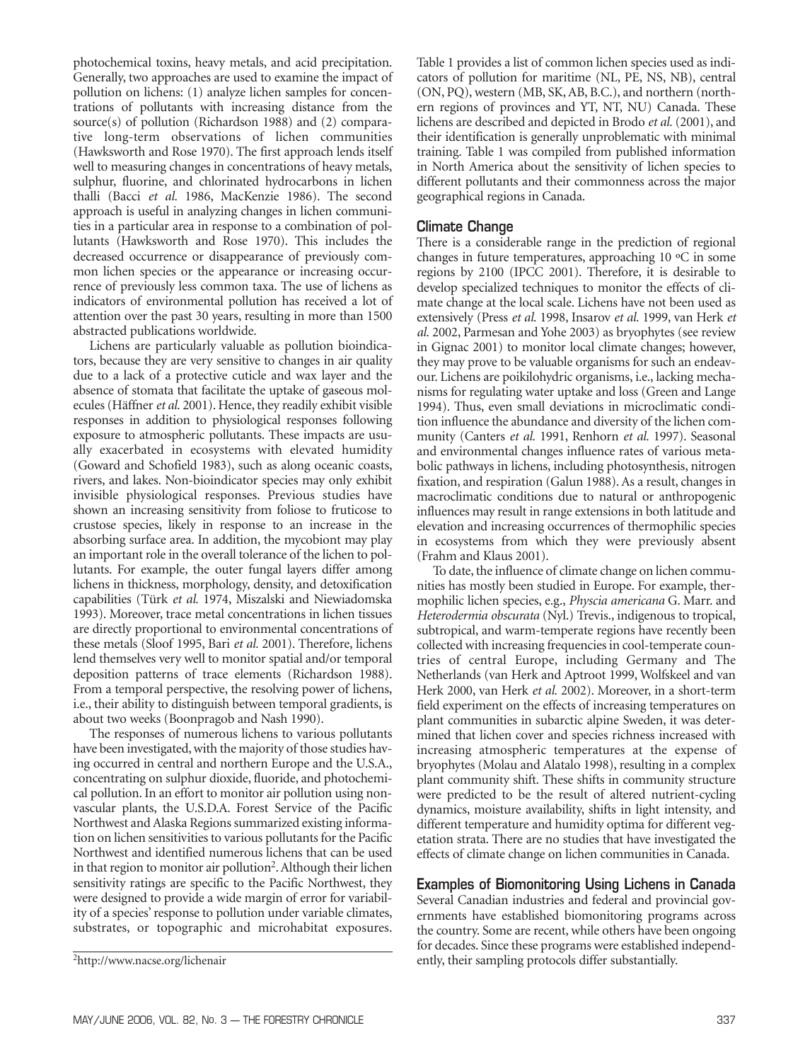photochemical toxins, heavy metals, and acid precipitation. Generally, two approaches are used to examine the impact of pollution on lichens: (1) analyze lichen samples for concentrations of pollutants with increasing distance from the source(s) of pollution (Richardson 1988) and (2) comparative long-term observations of lichen communities (Hawksworth and Rose 1970). The first approach lends itself well to measuring changes in concentrations of heavy metals, sulphur, fluorine, and chlorinated hydrocarbons in lichen thalli (Bacci *et al.* 1986, MacKenzie 1986). The second approach is useful in analyzing changes in lichen communities in a particular area in response to a combination of pollutants (Hawksworth and Rose 1970). This includes the decreased occurrence or disappearance of previously common lichen species or the appearance or increasing occurrence of previously less common taxa. The use of lichens as indicators of environmental pollution has received a lot of attention over the past 30 years, resulting in more than 1500 abstracted publications worldwide.

Lichens are particularly valuable as pollution bioindicators, because they are very sensitive to changes in air quality due to a lack of a protective cuticle and wax layer and the absence of stomata that facilitate the uptake of gaseous molecules (Häffner *et al.* 2001). Hence, they readily exhibit visible responses in addition to physiological responses following exposure to atmospheric pollutants. These impacts are usually exacerbated in ecosystems with elevated humidity (Goward and Schofield 1983), such as along oceanic coasts, rivers, and lakes. Non-bioindicator species may only exhibit invisible physiological responses. Previous studies have shown an increasing sensitivity from foliose to fruticose to crustose species, likely in response to an increase in the absorbing surface area. In addition, the mycobiont may play an important role in the overall tolerance of the lichen to pollutants. For example, the outer fungal layers differ among lichens in thickness, morphology, density, and detoxification capabilities (Türk *et al.* 1974, Miszalski and Niewiadomska 1993). Moreover, trace metal concentrations in lichen tissues are directly proportional to environmental concentrations of these metals (Sloof 1995, Bari *et al.* 2001). Therefore, lichens lend themselves very well to monitor spatial and/or temporal deposition patterns of trace elements (Richardson 1988). From a temporal perspective, the resolving power of lichens, i.e., their ability to distinguish between temporal gradients, is about two weeks (Boonpragob and Nash 1990).

The responses of numerous lichens to various pollutants have been investigated, with the majority of those studies having occurred in central and northern Europe and the U.S.A., concentrating on sulphur dioxide, fluoride, and photochemical pollution. In an effort to monitor air pollution using non-vascular plants, the U.S.D.A. Forest Service of the Pacific Northwest and Alaska Regions summarized existing information on lichen sensitivities to various pollutants for the Pacific Northwest and identified numerous lichens that can be used in that region to monitor air pollution[2]. Although their lichen sensitivity ratings are specific to the Pacific Northwest, they were designed to provide a wide margin of error for variability of a species' response to pollution under variable climates, substrates, or topographic and microhabitat exposures. Table 1 provides a list of common lichen species used as indicators of pollution for maritime (NL, PE, NS, NB), central (ON, PQ), western (MB, SK, AB, B.C.), and northern (northern regions of provinces and YT, NT, NU) Canada. These lichens are described and depicted in Brodo *et al.* (2001), and their identification is generally unproblematic with minimal training. Table 1 was compiled from published information in North America about the sensitivity of lichen species to different pollutants and their commonness across the major geographical regions in Canada.

## Climate Change

There is a considerable range in the prediction of regional changes in future temperatures, approaching 10 °C in some regions by 2100 (IPCC 2001). Therefore, it is desirable to develop specialized techniques to monitor the effects of climate change at the local scale. Lichens have not been used as extensively (Press *et al.* 1998, Insarov *et al.* 1999, van Herk *et al.* 2002, Parmesan and Yohe 2003) as bryophytes (see review in Gignac 2001) to monitor local climate changes; however, they may prove to be valuable organisms for such an endeavour. Lichens are poikilohydric organisms, i.e., lacking mechanisms for regulating water uptake and loss (Green and Lange 1994). Thus, even small deviations in microclimatic condition influence the abundance and diversity of the lichen community (Canters *et al.* 1991, Renhorn *et al.* 1997). Seasonal and environmental changes influence rates of various metabolic pathways in lichens, including photosynthesis, nitrogen fixation, and respiration (Galun 1988). As a result, changes in macroclimatic conditions due to natural or anthropogenic influences may result in range extensions in both latitude and elevation and increasing occurrences of thermophilic species in ecosystems from which they were previously absent (Frahm and Klaus 2001).

To date, the influence of climate change on lichen communities has mostly been studied in Europe. For example, thermophilic lichen species, e.g., *Physcia americana* G. Marr. and *Heterodermia obscurata* (Nyl.) Trevis., indigenous to tropical, subtropical, and warm-temperate regions have recently been collected with increasing frequencies in cool-temperate countries of central Europe, including Germany and The Netherlands (van Herk and Aptroot 1999, Wolfskeel and van Herk 2000, van Herk *et al.* 2002). Moreover, in a short-term field experiment on the effects of increasing temperatures on plant communities in subarctic alpine Sweden, it was determined that lichen cover and species richness increased with increasing atmospheric temperatures at the expense of bryophytes (Molau and Alatalo 1998), resulting in a complex plant community shift. These shifts in community structure were predicted to be the result of altered nutrient-cycling dynamics, moisture availability, shifts in light intensity, and different temperature and humidity optima for different vegetation strata. There are no studies that have investigated the effects of climate change on lichen communities in Canada.

## Examples of Biomonitoring Using Lichens in Canada

Several Canadian industries and federal and provincial governments have established biomonitoring programs across the country. Some are recent, while others have been ongoing for decades. Since these programs were established independently, their sampling protocols differ substantially.

[2]http://www.nacse.org/lichenair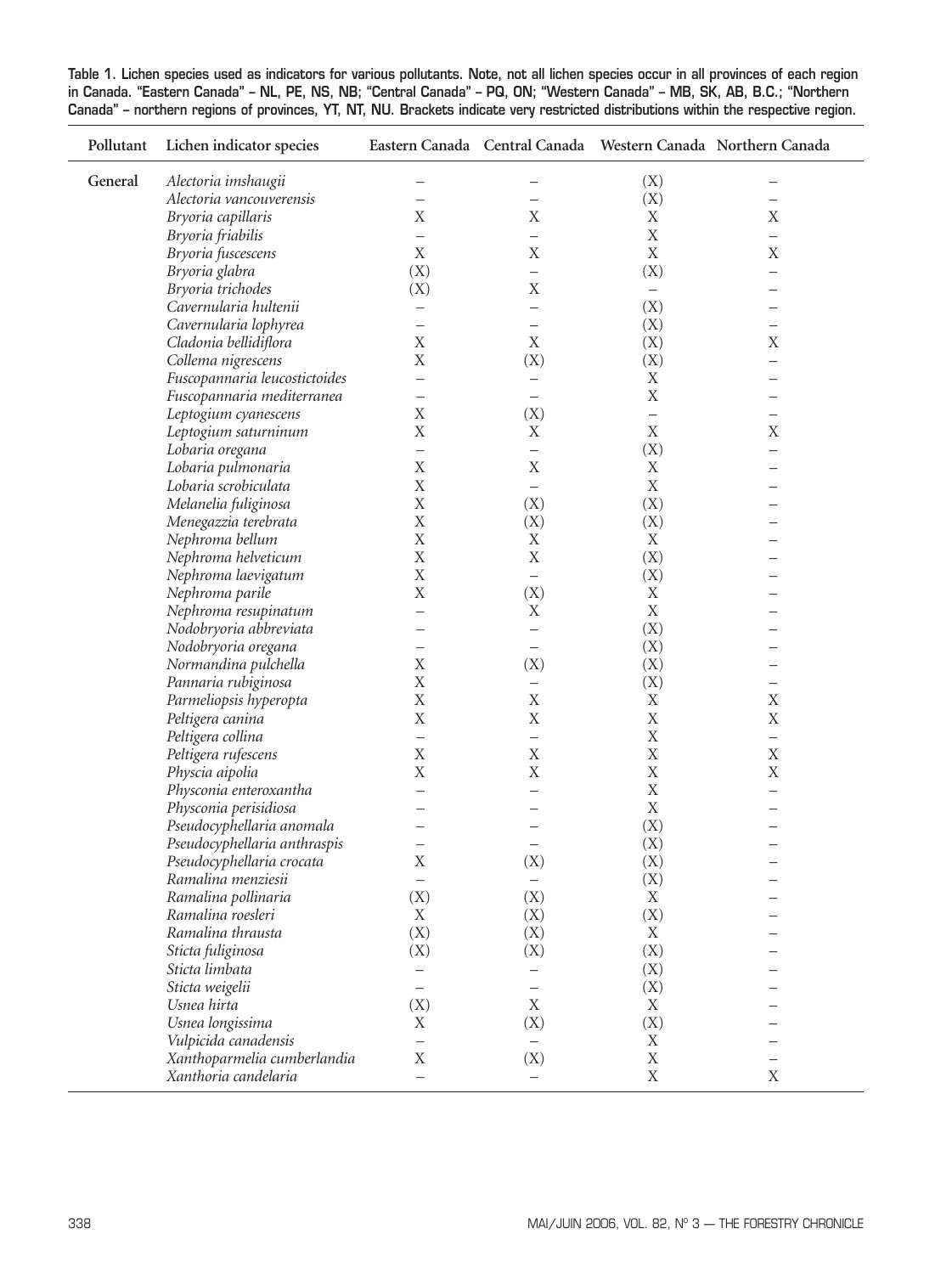Table 1. Lichen species used as indicators for various pollutants. Note, not all lichen species occur in all provinces of each region in Canada. "Eastern Canada" – NL, PE, NS, NB; "Central Canada" – PQ, ON; "Western Canada" – MB, SK, AB, B.C.; "Northern Canada" – northern regions of provinces, YT, NT, NU. Brackets indicate very restricted distributions within the respective region.

| Pollutant | Lichen indicator species | Eastern Canada | Central Canada | Western Canada | Northern Canada |
|---|---|---|---|---|---|
| General | *Alectoria imshaugii* | – | – | (X) | – |
| | *Alectoria vancouverensis* | – | – | (X) | – |
| | *Bryoria capillaris* | X | X | X | X |
| | *Bryoria friabilis* | – | – | X | – |
| | *Bryoria fuscescens* | X | X | X | X |
| | *Bryoria glabra* | (X) | – | (X) | – |
| | *Bryoria trichodes* | (X) | X | – | – |
| | *Cavernularia hultenii* | – | – | (X) | – |
| | *Cavernularia lophyrea* | – | – | (X) | – |
| | *Cladonia bellidiflora* | X | X | (X) | X |
| | *Collema nigrescens* | X | (X) | (X) | – |
| | *Fuscopannaria leucostictoides* | – | – | X | – |
| | *Fuscopannaria mediterranea* | – | – | X | – |
| | *Leptogium cyanescens* | X | (X) | – | – |
| | *Leptogium saturninum* | X | X | X | X |
| | *Lobaria oregana* | – | – | (X) | – |
| | *Lobaria pulmonaria* | X | X | X | – |
| | *Lobaria scrobiculata* | X | – | X | – |
| | *Melanelia fuliginosa* | X | (X) | (X) | – |
| | *Menegazzia terebrata* | X | (X) | (X) | – |
| | *Nephroma bellum* | X | X | X | – |
| | *Nephroma helveticum* | X | X | (X) | – |
| | *Nephroma laevigatum* | X | – | (X) | – |
| | *Nephroma parile* | X | (X) | X | – |
| | *Nephroma resupinatum* | – | X | X | – |
| | *Nodobryoria abbreviata* | – | – | (X) | – |
| | *Nodobryoria oregana* | – | – | (X) | – |
| | *Normandina pulchella* | X | (X) | (X) | – |
| | *Pannaria rubiginosa* | X | – | (X) | – |
| | *Parmeliopsis hyperopta* | X | X | X | X |
| | *Peltigera canina* | X | X | X | X |
| | *Peltigera collina* | – | – | X | – |
| | *Peltigera rufescens* | X | X | X | X |
| | *Physcia aipolia* | X | X | X | X |
| | *Physconia enteroxantha* | – | – | X | – |
| | *Physconia perisidiosa* | – | – | X | – |
| | *Pseudocyphellaria anomala* | – | – | (X) | – |
| | *Pseudocyphellaria anthraspis* | – | – | (X) | – |
| | *Pseudocyphellaria crocata* | X | (X) | (X) | – |
| | *Ramalina menziesii* | – | – | (X) | – |
| | *Ramalina pollinaria* | (X) | (X) | X | – |
| | *Ramalina roesleri* | X | (X) | (X) | – |
| | *Ramalina thrausta* | (X) | (X) | X | – |
| | *Sticta fuliginosa* | (X) | (X) | (X) | – |
| | *Sticta limbata* | – | – | (X) | – |
| | *Sticta weigelii* | – | – | (X) | – |
| | *Usnea hirta* | (X) | X | X | – |
| | *Usnea longissima* | X | (X) | (X) | – |
| | *Vulpicida canadensis* | – | – | X | – |
| | *Xanthoparmelia cumberlandia* | X | (X) | X | – |
| | *Xanthoria candelaria* | – | – | X | X |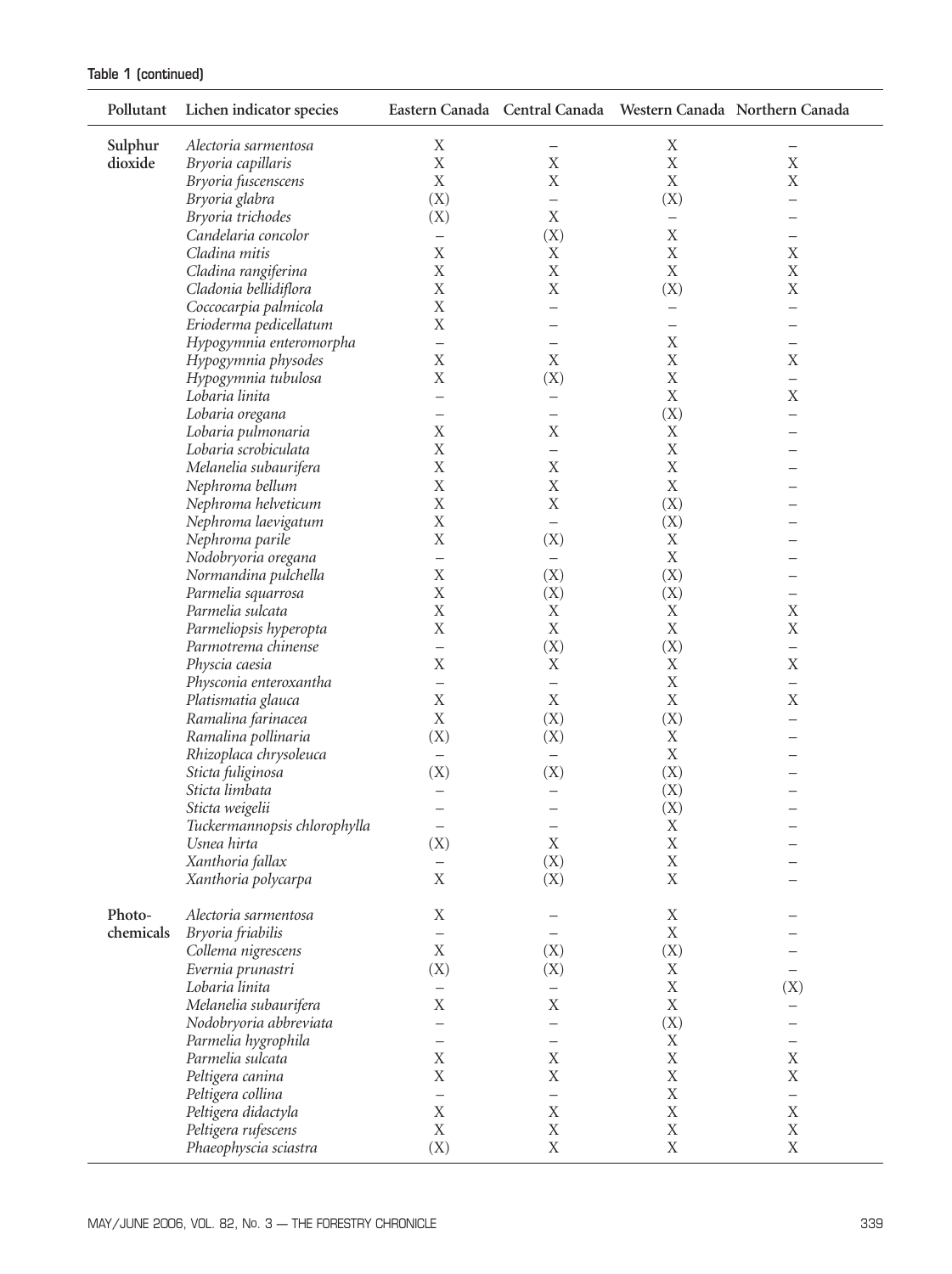**Table 1 (continued)**

| Pollutant | Lichen indicator species | Eastern Canada | Central Canada | Western Canada | Northern Canada |
|---|---|---|---|---|---|
| Sulphur dioxide | *Alectoria sarmentosa* | X | – | X | – |
| | *Bryoria capillaris* | X | X | X | X |
| | *Bryoria fuscenscens* | X | X | X | X |
| | *Bryoria glabra* | (X) | – | (X) | – |
| | *Bryoria trichodes* | (X) | X | – | – |
| | *Candelaria concolor* | – | (X) | X | – |
| | *Cladina mitis* | X | X | X | X |
| | *Cladina rangiferina* | X | X | X | X |
| | *Cladonia bellidiflora* | X | X | (X) | X |
| | *Coccocarpia palmicola* | X | – | – | – |
| | *Erioderma pedicellatum* | X | – | – | – |
| | *Hypogymnia enteromorpha* | – | – | X | – |
| | *Hypogymnia physodes* | X | X | X | X |
| | *Hypogymnia tubulosa* | X | (X) | X | – |
| | *Lobaria linita* | – | – | X | X |
| | *Lobaria oregana* | – | – | (X) | – |
| | *Lobaria pulmonaria* | X | X | X | – |
| | *Lobaria scrobiculata* | X | – | X | – |
| | *Melanelia subaurifera* | X | X | X | – |
| | *Nephroma bellum* | X | X | X | – |
| | *Nephroma helveticum* | X | X | (X) | – |
| | *Nephroma laevigatum* | X | – | (X) | – |
| | *Nephroma parile* | X | (X) | X | – |
| | *Nodobryoria oregana* | – | – | X | – |
| | *Normandina pulchella* | X | (X) | (X) | – |
| | *Parmelia squarrosa* | X | (X) | (X) | – |
| | *Parmelia sulcata* | X | X | X | X |
| | *Parmeliopsis hyperopta* | X | X | X | X |
| | *Parmotrema chinense* | – | (X) | (X) | – |
| | *Physcia caesia* | X | X | X | X |
| | *Physconia enteroxantha* | – | – | X | – |
| | *Platismatia glauca* | X | X | X | X |
| | *Ramalina farinacea* | X | (X) | (X) | – |
| | *Ramalina pollinaria* | (X) | (X) | X | – |
| | *Rhizoplaca chrysoleuca* | – | – | X | – |
| | *Sticta fuliginosa* | (X) | (X) | (X) | – |
| | *Sticta limbata* | – | – | (X) | – |
| | *Sticta weigelii* | – | – | (X) | – |
| | *Tuckermannopsis chlorophylla* | – | – | X | – |
| | *Usnea hirta* | (X) | X | X | – |
| | *Xanthoria fallax* | – | (X) | X | – |
| | *Xanthoria polycarpa* | X | (X) | X | – |
| Photo-chemicals | *Alectoria sarmentosa* | X | – | X | – |
| | *Bryoria friabilis* | – | – | X | – |
| | *Collema nigrescens* | X | (X) | (X) | – |
| | *Evernia prunastri* | (X) | (X) | X | – |
| | *Lobaria linita* | – | – | X | (X) |
| | *Melanelia subaurifera* | X | X | X | – |
| | *Nodobryoria abbreviata* | – | – | (X) | – |
| | *Parmelia hygrophila* | – | – | X | – |
| | *Parmelia sulcata* | X | X | X | X |
| | *Peltigera canina* | X | X | X | X |
| | *Peltigera collina* | – | – | X | – |
| | *Peltigera didactyla* | X | X | X | X |
| | *Peltigera rufescens* | X | X | X | X |
| | *Phaeophyscia sciastra* | (X) | X | X | X |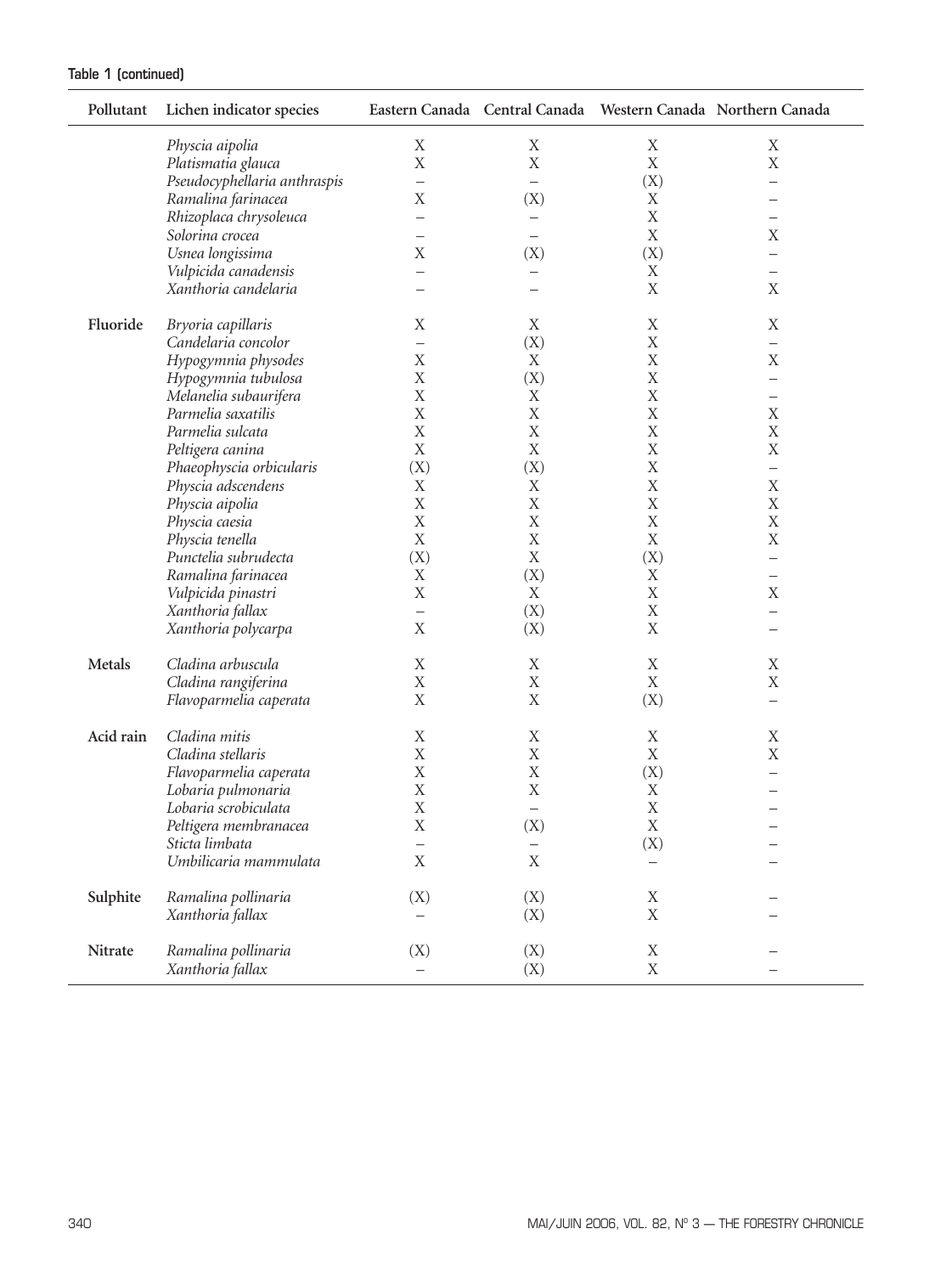Table 1 (continued)

| Pollutant | Lichen indicator species | Eastern Canada | Central Canada | Western Canada | Northern Canada |
|---|---|---|---|---|---|
| | *Physcia aipolia* | X | X | X | X |
| | *Platismatia glauca* | X | X | X | X |
| | *Pseudocyphellaria anthraspis* | – | – | (X) | – |
| | *Ramalina farinacea* | X | (X) | X | – |
| | *Rhizoplaca chrysoleuca* | – | – | X | – |
| | *Solorina crocea* | – | – | X | X |
| | *Usnea longissima* | X | (X) | (X) | – |
| | *Vulpicida canadensis* | – | – | X | – |
| | *Xanthoria candelaria* | – | – | X | X |
| **Fluoride** | *Bryoria capillaris* | X | X | X | X |
| | *Candelaria concolor* | – | (X) | X | – |
| | *Hypogymnia physodes* | X | X | X | X |
| | *Hypogymnia tubulosa* | X | (X) | X | – |
| | *Melanelia subaurifera* | X | X | X | – |
| | *Parmelia saxatilis* | X | X | X | X |
| | *Parmelia sulcata* | X | X | X | X |
| | *Peltigera canina* | X | X | X | X |
| | *Phaeophyscia orbicularis* | (X) | (X) | X | – |
| | *Physcia adscendens* | X | X | X | X |
| | *Physcia aipolia* | X | X | X | X |
| | *Physcia caesia* | X | X | X | X |
| | *Physcia tenella* | X | X | X | X |
| | *Punctelia subrudecta* | (X) | X | (X) | – |
| | *Ramalina farinacea* | X | (X) | X | – |
| | *Vulpicida pinastri* | X | X | X | X |
| | *Xanthoria fallax* | – | (X) | X | – |
| | *Xanthoria polycarpa* | X | (X) | X | – |
| **Metals** | *Cladina arbuscula* | X | X | X | X |
| | *Cladina rangiferina* | X | X | X | X |
| | *Flavoparmelia caperata* | X | X | (X) | – |
| **Acid rain** | *Cladina mitis* | X | X | X | X |
| | *Cladina stellaris* | X | X | X | X |
| | *Flavoparmelia caperata* | X | X | (X) | – |
| | *Lobaria pulmonaria* | X | X | X | – |
| | *Lobaria scrobiculata* | X | – | X | – |
| | *Peltigera membranacea* | X | (X) | X | – |
| | *Sticta limbata* | – | – | (X) | – |
| | *Umbilicaria mammulata* | X | X | – | – |
| **Sulphite** | *Ramalina pollinaria* | (X) | (X) | X | – |
| | *Xanthoria fallax* | – | (X) | X | – |
| **Nitrate** | *Ramalina pollinaria* | (X) | (X) | X | – |
| | *Xanthoria fallax* | – | (X) | X | – |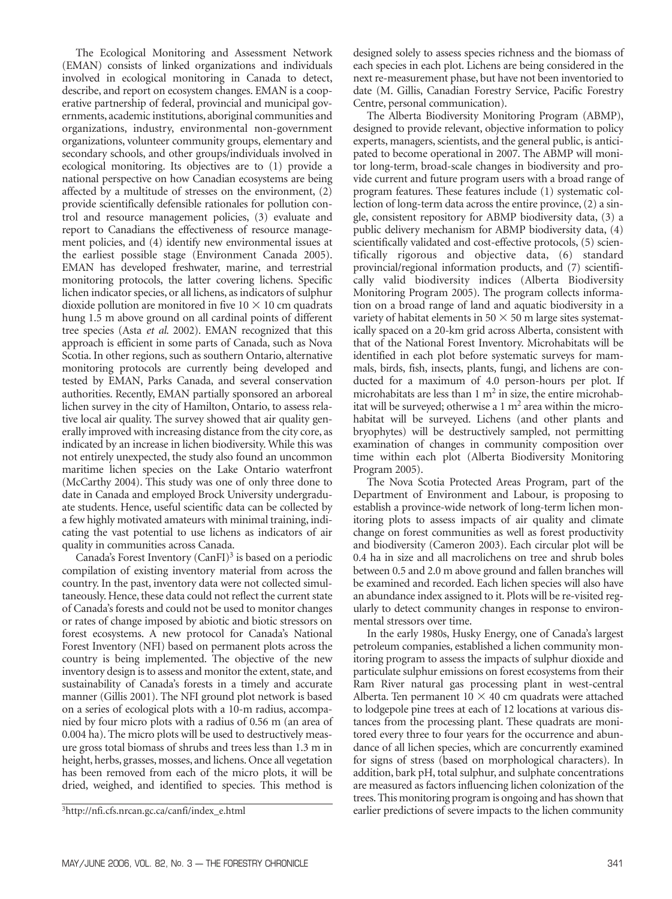The Ecological Monitoring and Assessment Network (EMAN) consists of linked organizations and individuals involved in ecological monitoring in Canada to detect, describe, and report on ecosystem changes. EMAN is a cooperative partnership of federal, provincial and municipal governments, academic institutions, aboriginal communities and organizations, industry, environmental non-government organizations, volunteer community groups, elementary and secondary schools, and other groups/individuals involved in ecological monitoring. Its objectives are to (1) provide a national perspective on how Canadian ecosystems are being affected by a multitude of stresses on the environment, (2) provide scientifically defensible rationales for pollution control and resource management policies, (3) evaluate and report to Canadians the effectiveness of resource management policies, and (4) identify new environmental issues at the earliest possible stage (Environment Canada 2005). EMAN has developed freshwater, marine, and terrestrial monitoring protocols, the latter covering lichens. Specific lichen indicator species, or all lichens, as indicators of sulphur dioxide pollution are monitored in five $10 \times 10$ cm quadrats hung 1.5 m above ground on all cardinal points of different tree species (Asta *et al.* 2002). EMAN recognized that this approach is efficient in some parts of Canada, such as Nova Scotia. In other regions, such as southern Ontario, alternative monitoring protocols are currently being developed and tested by EMAN, Parks Canada, and several conservation authorities. Recently, EMAN partially sponsored an arboreal lichen survey in the city of Hamilton, Ontario, to assess relative local air quality. The survey showed that air quality generally improved with increasing distance from the city core, as indicated by an increase in lichen biodiversity. While this was not entirely unexpected, the study also found an uncommon maritime lichen species on the Lake Ontario waterfront (McCarthy 2004). This study was one of only three done to date in Canada and employed Brock University undergraduate students. Hence, useful scientific data can be collected by a few highly motivated amateurs with minimal training, indicating the vast potential to use lichens as indicators of air quality in communities across Canada.

Canada's Forest Inventory (CanFI)[3] is based on a periodic compilation of existing inventory material from across the country. In the past, inventory data were not collected simultaneously. Hence, these data could not reflect the current state of Canada's forests and could not be used to monitor changes or rates of change imposed by abiotic and biotic stressors on forest ecosystems. A new protocol for Canada's National Forest Inventory (NFI) based on permanent plots across the country is being implemented. The objective of the new inventory design is to assess and monitor the extent, state, and sustainability of Canada's forests in a timely and accurate manner (Gillis 2001). The NFI ground plot network is based on a series of ecological plots with a 10-m radius, accompanied by four micro plots with a radius of 0.56 m (an area of 0.004 ha). The micro plots will be used to destructively measure gross total biomass of shrubs and trees less than 1.3 m in height, herbs, grasses, mosses, and lichens. Once all vegetation has been removed from each of the micro plots, it will be dried, weighed, and identified to species. This method is designed solely to assess species richness and the biomass of each species in each plot. Lichens are being considered in the next re-measurement phase, but have not been inventoried to date (M. Gillis, Canadian Forestry Service, Pacific Forestry Centre, personal communication).

The Alberta Biodiversity Monitoring Program (ABMP), designed to provide relevant, objective information to policy experts, managers, scientists, and the general public, is anticipated to become operational in 2007. The ABMP will monitor long-term, broad-scale changes in biodiversity and provide current and future program users with a broad range of program features. These features include (1) systematic collection of long-term data across the entire province, (2) a single, consistent repository for ABMP biodiversity data, (3) a public delivery mechanism for ABMP biodiversity data, (4) scientifically validated and cost-effective protocols, (5) scientifically rigorous and objective data, (6) standard provincial/regional information products, and (7) scientifically valid biodiversity indices (Alberta Biodiversity Monitoring Program 2005). The program collects information on a broad range of land and aquatic biodiversity in a variety of habitat elements in $50 \times 50$ m large sites systematically spaced on a 20-km grid across Alberta, consistent with that of the National Forest Inventory. Microhabitats will be identified in each plot before systematic surveys for mammals, birds, fish, insects, plants, fungi, and lichens are conducted for a maximum of 4.0 person-hours per plot. If microhabitats are less than 1 $m^2$ in size, the entire microhabitat will be surveyed; otherwise a 1 $m^2$ area within the microhabitat will be surveyed. Lichens (and other plants and bryophytes) will be destructively sampled, not permitting examination of changes in community composition over time within each plot (Alberta Biodiversity Monitoring Program 2005).

The Nova Scotia Protected Areas Program, part of the Department of Environment and Labour, is proposing to establish a province-wide network of long-term lichen monitoring plots to assess impacts of air quality and climate change on forest communities as well as forest productivity and biodiversity (Cameron 2003). Each circular plot will be 0.4 ha in size and all macrolichens on tree and shrub boles between 0.5 and 2.0 m above ground and fallen branches will be examined and recorded. Each lichen species will also have an abundance index assigned to it. Plots will be re-visited regularly to detect community changes in response to environmental stressors over time.

In the early 1980s, Husky Energy, one of Canada's largest petroleum companies, established a lichen community monitoring program to assess the impacts of sulphur dioxide and particulate sulphur emissions on forest ecosystems from their Ram River natural gas processing plant in west-central Alberta. Ten permanent $10 \times 40$ cm quadrats were attached to lodgepole pine trees at each of 12 locations at various distances from the processing plant. These quadrats are monitored every three to four years for the occurrence and abundance of all lichen species, which are concurrently examined for signs of stress (based on morphological characters). In addition, bark pH, total sulphur, and sulphate concentrations are measured as factors influencing lichen colonization of the trees. This monitoring program is ongoing and has shown that earlier predictions of severe impacts to the lichen community

[3]http://nfi.cfs.nrcan.gc.ca/canfi/index_e.html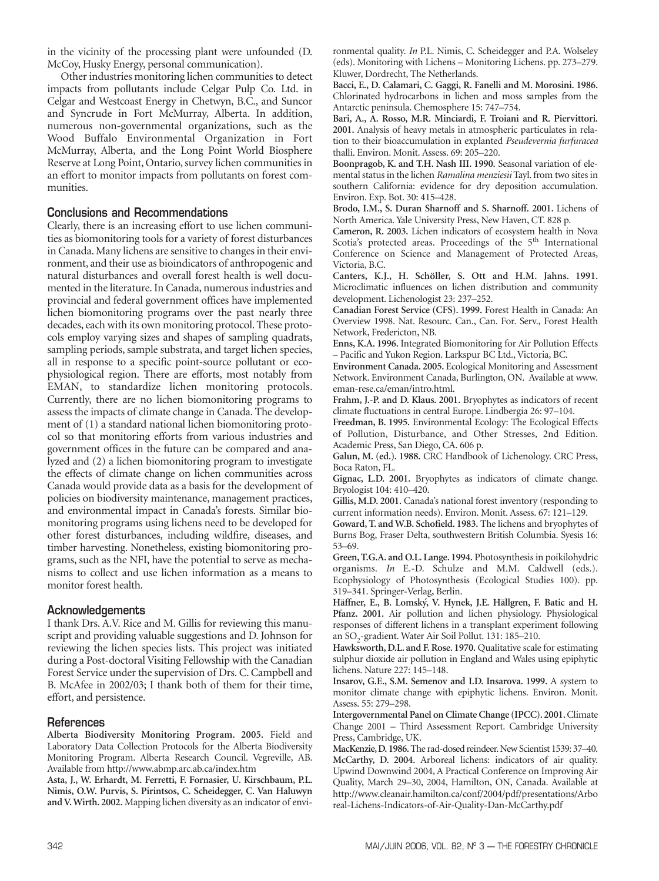in the vicinity of the processing plant were unfounded (D. McCoy, Husky Energy, personal communication).

Other industries monitoring lichen communities to detect impacts from pollutants include Celgar Pulp Co. Ltd. in Celgar and Westcoast Energy in Chetwyn, B.C., and Suncor and Syncrude in Fort McMurray, Alberta. In addition, numerous non-governmental organizations, such as the Wood Buffalo Environmental Organization in Fort McMurray, Alberta, and the Long Point World Biosphere Reserve at Long Point, Ontario, survey lichen communities in an effort to monitor impacts from pollutants on forest communities.

## Conclusions and Recommendations

Clearly, there is an increasing effort to use lichen communities as biomonitoring tools for a variety of forest disturbances in Canada. Many lichens are sensitive to changes in their environment, and their use as bioindicators of anthropogenic and natural disturbances and overall forest health is well documented in the literature. In Canada, numerous industries and provincial and federal government offices have implemented lichen biomonitoring programs over the past nearly three decades, each with its own monitoring protocol. These protocols employ varying sizes and shapes of sampling quadrats, sampling periods, sample substrata, and target lichen species, all in response to a specific point-source pollutant or ecophysiological region. There are efforts, most notably from EMAN, to standardize lichen monitoring protocols. Currently, there are no lichen biomonitoring programs to assess the impacts of climate change in Canada. The development of (1) a standard national lichen biomonitoring protocol so that monitoring efforts from various industries and government offices in the future can be compared and analyzed and (2) a lichen biomonitoring program to investigate the effects of climate change on lichen communities across Canada would provide data as a basis for the development of policies on biodiversity maintenance, management practices, and environmental impact in Canada's forests. Similar biomonitoring programs using lichens need to be developed for other forest disturbances, including wildfire, diseases, and timber harvesting. Nonetheless, existing biomonitoring programs, such as the NFI, have the potential to serve as mechanisms to collect and use lichen information as a means to monitor forest health.

## Acknowledgements

I thank Drs. A.V. Rice and M. Gillis for reviewing this manuscript and providing valuable suggestions and D. Johnson for reviewing the lichen species lists. This project was initiated during a Post-doctoral Visiting Fellowship with the Canadian Forest Service under the supervision of Drs. C. Campbell and B. McAfee in 2002/03; I thank both of them for their time, effort, and persistence.

## References

**Alberta Biodiversity Monitoring Program. 2005.** Field and Laboratory Data Collection Protocols for the Alberta Biodiversity Monitoring Program. Alberta Research Council. Vegreville, AB. Available from http://www.abmp.arc.ab.ca/index.htm

**Asta, J., W. Erhardt, M. Ferretti, F. Fornasier, U. Kirschbaum, P.L. Nimis, O.W. Purvis, S. Pirintsos, C. Scheidegger, C. Van Haluwyn and V. Wirth. 2002.** Mapping lichen diversity as an indicator of environmental quality. *In* P.L. Nimis, C. Scheidegger and P.A. Wolseley (eds). Monitoring with Lichens – Monitoring Lichens. pp. 273–279. Kluwer, Dordrecht, The Netherlands.

**Bacci, E., D. Calamari, C. Gaggi, R. Fanelli and M. Morosini. 1986.** Chlorinated hydrocarbons in lichen and moss samples from the Antarctic peninsula. Chemosphere 15: 747–754.

**Bari, A., A. Rosso, M.R. Minciardi, F. Troiani and R. Piervittori. 2001.** Analysis of heavy metals in atmospheric particulates in relation to their bioaccumulation in explanted *Pseudevernia furfuracea* thalli. Environ. Monit. Assess. 69: 205–220.

**Boonpragob, K. and T.H. Nash III. 1990.** Seasonal variation of elemental status in the lichen *Ramalina menziesii* Tayl. from two sites in southern California: evidence for dry deposition accumulation. Environ. Exp. Bot. 30: 415–428.

**Brodo, I.M., S. Duran Sharnoff and S. Sharnoff. 2001.** Lichens of North America. Yale University Press, New Haven, CT. 828 p.

**Cameron, R. 2003.** Lichen indicators of ecosystem health in Nova Scotia's protected areas. Proceedings of the 5th International Conference on Science and Management of Protected Areas, Victoria, B.C.

**Canters, K.J., H. Schöller, S. Ott and H.M. Jahns. 1991.** Microclimatic influences on lichen distribution and community development. Lichenologist 23: 237–252.

**Canadian Forest Service (CFS). 1999.** Forest Health in Canada: An Overview 1998. Nat. Resourc. Can., Can. For. Serv., Forest Health Network, Fredericton, NB.

**Enns, K.A. 1996.** Integrated Biomonitoring for Air Pollution Effects – Pacific and Yukon Region. Larkspur BC Ltd., Victoria, BC.

**Environment Canada. 2005.** Ecological Monitoring and Assessment Network. Environment Canada, Burlington, ON. Available at www.eman-rese.ca/eman/intro.html.

**Frahm, J.-P. and D. Klaus. 2001.** Bryophytes as indicators of recent climate fluctuations in central Europe. Lindbergia 26: 97–104.

**Freedman, B. 1995.** Environmental Ecology: The Ecological Effects of Pollution, Disturbance, and Other Stresses, 2nd Edition. Academic Press, San Diego, CA. 606 p.

**Galun, M. (ed.). 1988.** CRC Handbook of Lichenology. CRC Press, Boca Raton, FL.

**Gignac, L.D. 2001.** Bryophytes as indicators of climate change. Bryologist 104: 410–420.

**Gillis, M.D. 2001.** Canada's national forest inventory (responding to current information needs). Environ. Monit. Assess. 67: 121–129.

**Goward, T. and W.B. Schofield. 1983.** The lichens and bryophytes of Burns Bog, Fraser Delta, southwestern British Columbia. Syesis 16: 53–69.

**Green, T.G.A. and O.L. Lange. 1994.** Photosynthesis in poikilohydric organisms. *In* E.-D. Schulze and M.M. Caldwell (eds.). Ecophysiology of Photosynthesis (Ecological Studies 100). pp. 319–341. Springer-Verlag, Berlin.

**Häffner, E., B. Lomský, V. Hynek, J.E. Hällgren, F. Batic and H. Pfanz. 2001.** Air pollution and lichen physiology. Physiological responses of different lichens in a transplant experiment following an $SO_2$-gradient. Water Air Soil Pollut. 131: 185–210.

**Hawksworth, D.L. and F. Rose. 1970.** Qualitative scale for estimating sulphur dioxide air pollution in England and Wales using epiphytic lichens. Nature 227: 145–148.

**Insarov, G.E., S.M. Semenov and I.D. Insarova. 1999.** A system to monitor climate change with epiphytic lichens. Environ. Monit. Assess. 55: 279–298.

**Intergovernmental Panel on Climate Change (IPCC). 2001.** Climate Change 2001 – Third Assessment Report. Cambridge University Press, Cambridge, UK.

**MacKenzie, D. 1986.** The rad-dosed reindeer. New Scientist 1539: 37–40.

**McCarthy, D. 2004.** Arboreal lichens: indicators of air quality. Upwind Downwind 2004, A Practical Conference on Improving Air Quality, March 29–30, 2004, Hamilton, ON, Canada. Available at http://www.cleanair.hamilton.ca/conf/2004/pdf/presentations/Arboreal-Lichens-Indicators-of-Air-Quality-Dan-McCarthy.pdf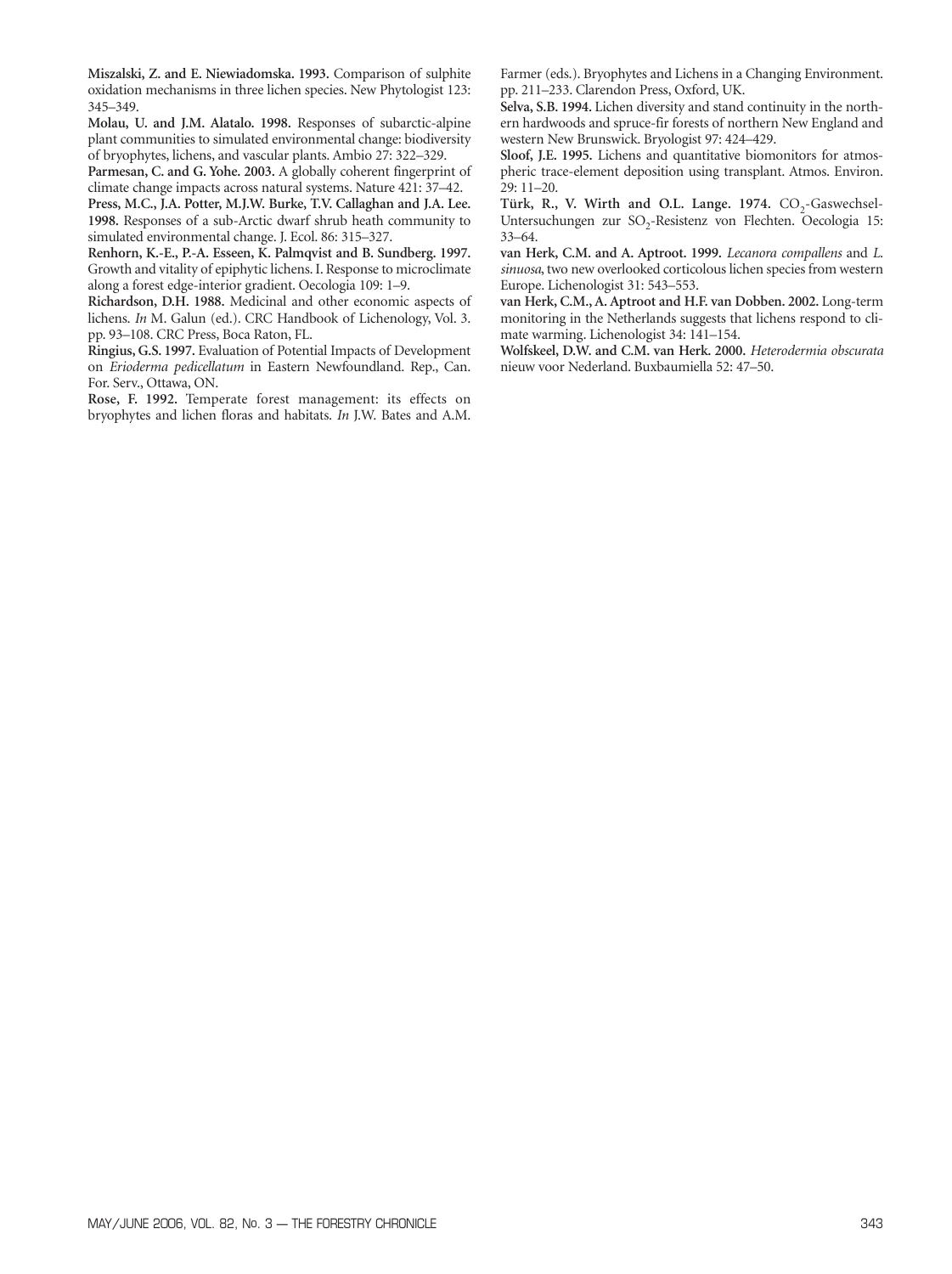**Miszalski, Z. and E. Niewiadomska. 1993.** Comparison of sulphite oxidation mechanisms in three lichen species. New Phytologist 123: 345–349.

**Molau, U. and J.M. Alatalo. 1998.** Responses of subarctic-alpine plant communities to simulated environmental change: biodiversity of bryophytes, lichens, and vascular plants. Ambio 27: 322–329.

**Parmesan, C. and G. Yohe. 2003.** A globally coherent fingerprint of climate change impacts across natural systems. Nature 421: 37–42.

**Press, M.C., J.A. Potter, M.J.W. Burke, T.V. Callaghan and J.A. Lee. 1998.** Responses of a sub-Arctic dwarf shrub heath community to simulated environmental change. J. Ecol. 86: 315–327.

**Renhorn, K.-E., P.-A. Esseen, K. Palmqvist and B. Sundberg. 1997.** Growth and vitality of epiphytic lichens. I. Response to microclimate along a forest edge-interior gradient. Oecologia 109: 1–9.

**Richardson, D.H. 1988.** Medicinal and other economic aspects of lichens. *In* M. Galun (ed.). CRC Handbook of Lichenology, Vol. 3. pp. 93–108. CRC Press, Boca Raton, FL.

**Ringius, G.S. 1997.** Evaluation of Potential Impacts of Development on *Erioderma pedicellatum* in Eastern Newfoundland. Rep., Can. For. Serv., Ottawa, ON.

**Rose, F. 1992.** Temperate forest management: its effects on bryophytes and lichen floras and habitats. *In* J.W. Bates and A.M. Farmer (eds.). Bryophytes and Lichens in a Changing Environment. pp. 211–233. Clarendon Press, Oxford, UK.

**Selva, S.B. 1994.** Lichen diversity and stand continuity in the northern hardwoods and spruce-fir forests of northern New England and western New Brunswick. Bryologist 97: 424–429.

**Sloof, J.E. 1995.** Lichens and quantitative biomonitors for atmospheric trace-element deposition using transplant. Atmos. Environ. 29: 11–20.

**Türk, R., V. Wirth and O.L. Lange. 1974.** $CO_2$-Gaswechsel-Untersuchungen zur $SO_2$-Resistenz von Flechten. Oecologia 15: 33–64.

**van Herk, C.M. and A. Aptroot. 1999.** *Lecanora compallens* and *L. sinuosa*, two new overlooked corticolous lichen species from western Europe. Lichenologist 31: 543–553.

**van Herk, C.M., A. Aptroot and H.F. van Dobben. 2002.** Long-term monitoring in the Netherlands suggests that lichens respond to climate warming. Lichenologist 34: 141–154.

**Wolfskeel, D.W. and C.M. van Herk. 2000.** *Heterodermia obscurata* nieuw voor Nederland. Buxbaumiella 52: 47–50.